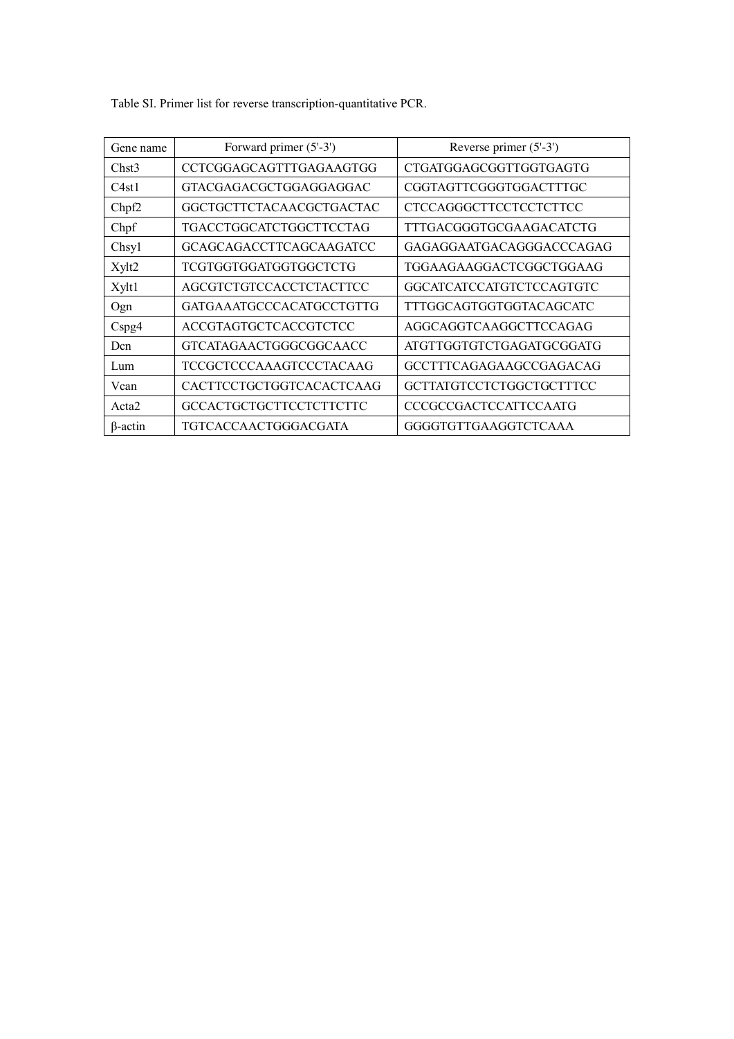Table SI. Primer list for reverse transcription-quantitative PCR.

| Gene name | Forward primer (5'-3') | Reverse primer (5'-3') |
|---|---|---|
| Chst3 | CCTCGGAGCAGTTTGAGAAGTGG | CTGATGGAGCGGTTGGTGAGTG |
| C4st1 | GTACGAGACGCTGGAGGAGGAC | CGGTAGTTCGGGTGGACTTTGC |
| Chpf2 | GGCTGCTTCTACAACGCTGACTAC | CTCCAGGGCTTCCTCCTCTTCC |
| Chpf | TGACCTGGCATCTGGCTTCCTAG | TTTGACGGGTGCGAAGACATCTG |
| Chsy1 | GCAGCAGACCTTCAGCAAGATCC | GAGAGGAATGACAGGGACCCAGAG |
| Xylt2 | TCGTGGTGGATGGTGGCTCTG | TGGAAGAAGGACTCGGCTGGAAG |
| Xylt1 | AGCGTCTGTCCACCTCTACTTCC | GGCATCATCCATGTCTCCAGTGTC |
| Ogn | GATGAAATGCCCACATGCCTGTTG | TTTGGCAGTGGTGGTACAGCATC |
| Cspg4 | ACCGTAGTGCTCACCGTCTCC | AGGCAGGTCAAGGCTTCCAGAG |
| Dcn | GTCATAGAACTGGGCGGCAACC | ATGTTGGTGTCTGAGATGCGGATG |
| Lum | TCCGCTCCCAAAGTCCCTACAAG | GCCTTTCAGAGAAGCCGAGACAG |
| Vcan | CACTTCCTGCTGGTCACACTCAAG | GCTTATGTCCTCTGGCTGCTTTCC |
| Acta2 | GCCACTGCTGCTTCCTCTTCTTC | CCCGCCGACTCCATTCCAATG |
| β-actin | TGTCACCAACTGGGACGATA | GGGGTGTTGAAGGTCTCAAA |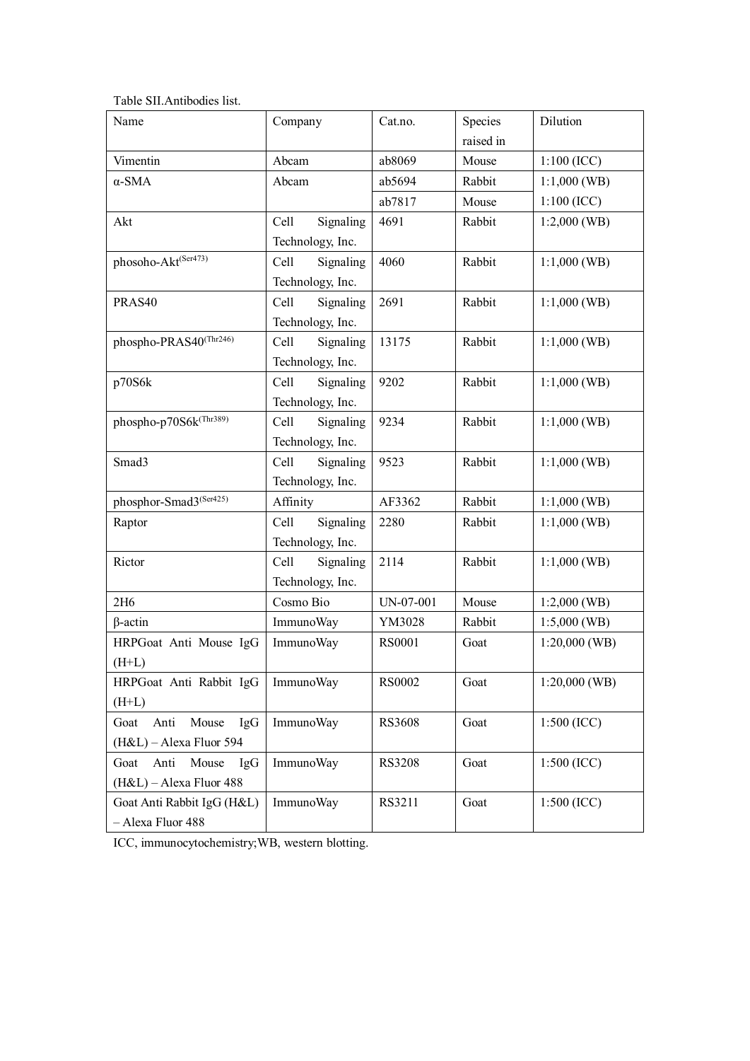Table SII.Antibodies list.

| Name | Company | Cat.no. | Species raised in | Dilution |
|---|---|---|---|---|
| Vimentin | Abcam | ab8069 | Mouse | 1:100 (ICC) |
| α-SMA | Abcam | ab5694 | Rabbit | 1:1,000 (WB) |
| | | ab7817 | Mouse | 1:100 (ICC) |
| Akt | Cell Signaling Technology, Inc. | 4691 | Rabbit | 1:2,000 (WB) |
| phosoho-Akt$^{(Ser473)}$ | Cell Signaling Technology, Inc. | 4060 | Rabbit | 1:1,000 (WB) |
| PRAS40 | Cell Signaling Technology, Inc. | 2691 | Rabbit | 1:1,000 (WB) |
| phospho-PRAS40$^{(Thr246)}$ | Cell Signaling Technology, Inc. | 13175 | Rabbit | 1:1,000 (WB) |
| p70S6k | Cell Signaling Technology, Inc. | 9202 | Rabbit | 1:1,000 (WB) |
| phospho-p70S6k$^{(Thr389)}$ | Cell Signaling Technology, Inc. | 9234 | Rabbit | 1:1,000 (WB) |
| Smad3 | Cell Signaling Technology, Inc. | 9523 | Rabbit | 1:1,000 (WB) |
| phosphor-Smad3$^{(Ser425)}$ | Affinity | AF3362 | Rabbit | 1:1,000 (WB) |
| Raptor | Cell Signaling Technology, Inc. | 2280 | Rabbit | 1:1,000 (WB) |
| Rictor | Cell Signaling Technology, Inc. | 2114 | Rabbit | 1:1,000 (WB) |
| 2H6 | Cosmo Bio | UN-07-001 | Mouse | 1:2,000 (WB) |
| β-actin | ImmunoWay | YM3028 | Rabbit | 1:5,000 (WB) |
| HRPGoat Anti Mouse IgG (H+L) | ImmunoWay | RS0001 | Goat | 1:20,000 (WB) |
| HRPGoat Anti Rabbit IgG (H+L) | ImmunoWay | RS0002 | Goat | 1:20,000 (WB) |
| Goat Anti Mouse IgG (H&L) – Alexa Fluor 594 | ImmunoWay | RS3608 | Goat | 1:500 (ICC) |
| Goat Anti Mouse IgG (H&L) – Alexa Fluor 488 | ImmunoWay | RS3208 | Goat | 1:500 (ICC) |
| Goat Anti Rabbit IgG (H&L) – Alexa Fluor 488 | ImmunoWay | RS3211 | Goat | 1:500 (ICC) |

ICC, immunocytochemistry;WB, western blotting.